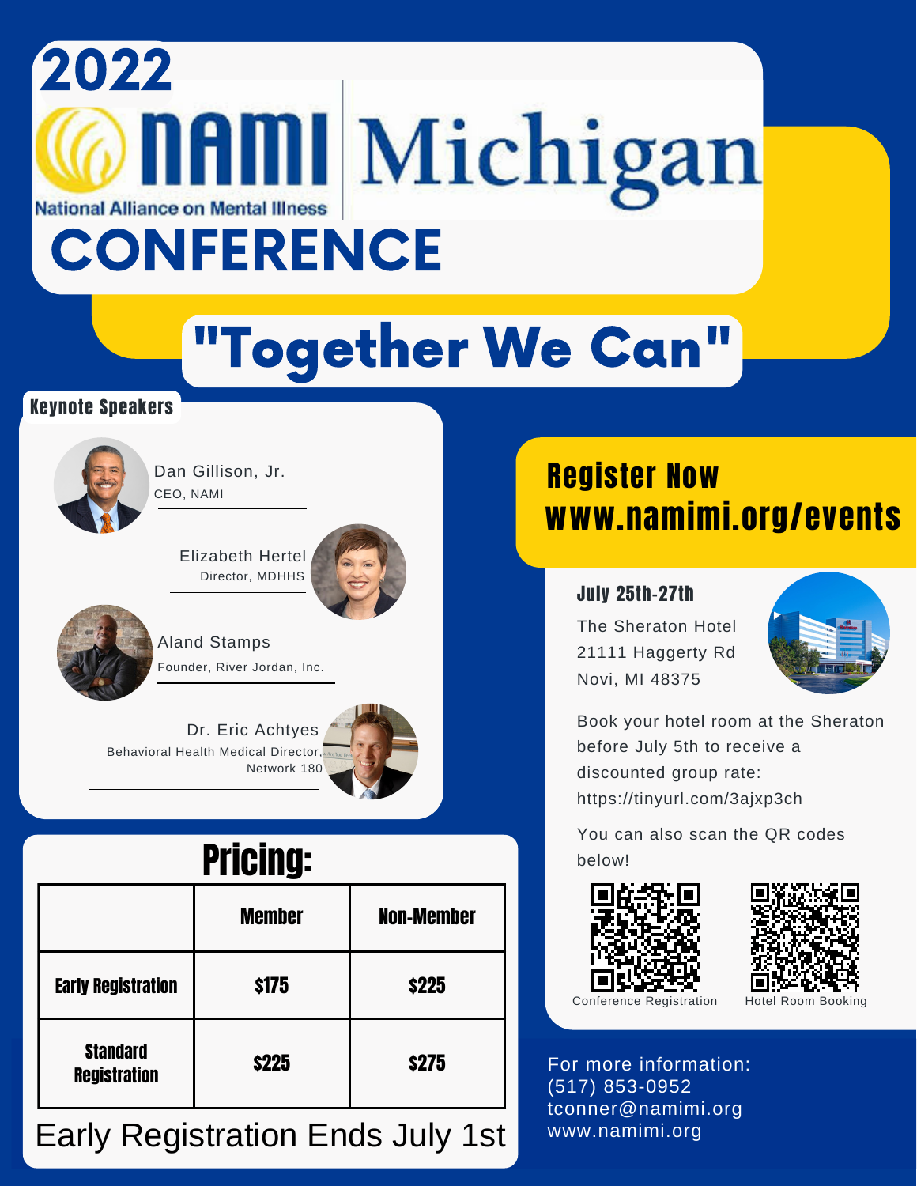# 2022 NAMI Michigan CONFERENCE

National Alliance on Mental Illness

## "Together We Can"

### Keynote Speakers

Dan Gillison, Jr.
CEO, NAMI

Elizabeth Hertel
Director, MDHHS

Aland Stamps
Founder, River Jordan, Inc.

Dr. Eric Achtyes
Behavioral Health Medical Director, Network 180

### Pricing:

| | Member | Non-Member |
| --- | --- | --- |
| Early Registration | $175 | $225 |
| Standard Registration | $225 | $275 |

Early Registration Ends July 1st

### Register Now www.namimi.org/events

**July 25th-27th**

The Sheraton Hotel
21111 Haggerty Rd
Novi, MI 48375

Book your hotel room at the Sheraton before July 5th to receive a discounted group rate: https://tinyurl.com/3ajxp3ch

You can also scan the QR codes below!

Conference Registration

Hotel Room Booking

For more information:
(517) 853-0952
tconner@namimi.org
www.namimi.org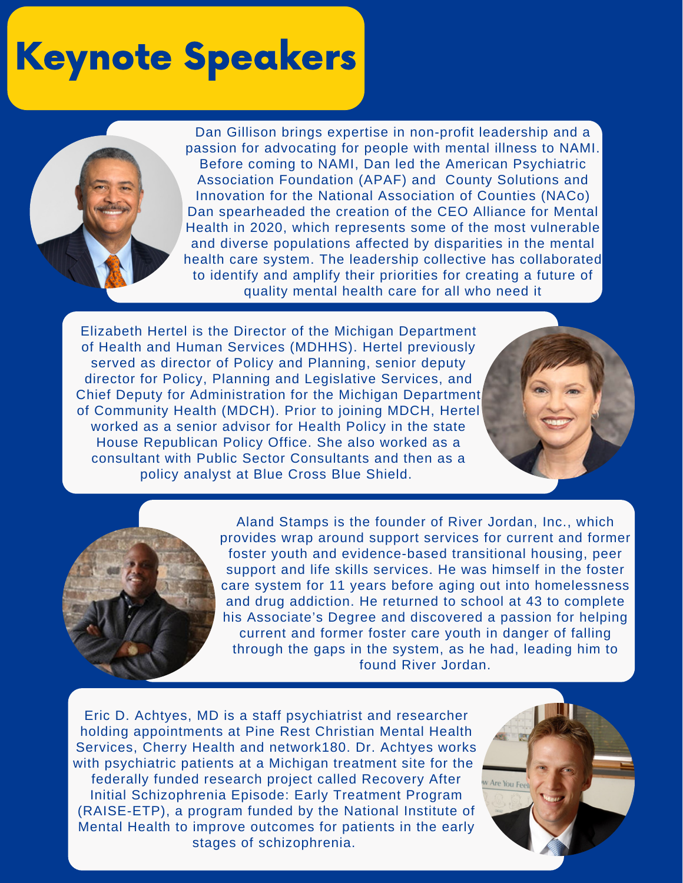# Keynote Speakers

Dan Gillison brings expertise in non-profit leadership and a passion for advocating for people with mental illness to NAMI. Before coming to NAMI, Dan led the American Psychiatric Association Foundation (APAF) and County Solutions and Innovation for the National Association of Counties (NACo) Dan spearheaded the creation of the CEO Alliance for Mental Health in 2020, which represents some of the most vulnerable and diverse populations affected by disparities in the mental health care system. The leadership collective has collaborated to identify and amplify their priorities for creating a future of quality mental health care for all who need it

Elizabeth Hertel is the Director of the Michigan Department of Health and Human Services (MDHHS). Hertel previously served as director of Policy and Planning, senior deputy director for Policy, Planning and Legislative Services, and Chief Deputy for Administration for the Michigan Department of Community Health (MDCH). Prior to joining MDCH, Hertel worked as a senior advisor for Health Policy in the state House Republican Policy Office. She also worked as a consultant with Public Sector Consultants and then as a policy analyst at Blue Cross Blue Shield.

Aland Stamps is the founder of River Jordan, Inc., which provides wrap around support services for current and former foster youth and evidence-based transitional housing, peer support and life skills services. He was himself in the foster care system for 11 years before aging out into homelessness and drug addiction. He returned to school at 43 to complete his Associate's Degree and discovered a passion for helping current and former foster care youth in danger of falling through the gaps in the system, as he had, leading him to found River Jordan.

Eric D. Achtyes, MD is a staff psychiatrist and researcher holding appointments at Pine Rest Christian Mental Health Services, Cherry Health and network180. Dr. Achtyes works with psychiatric patients at a Michigan treatment site for the federally funded research project called Recovery After Initial Schizophrenia Episode: Early Treatment Program (RAISE-ETP), a program funded by the National Institute of Mental Health to improve outcomes for patients in the early stages of schizophrenia.